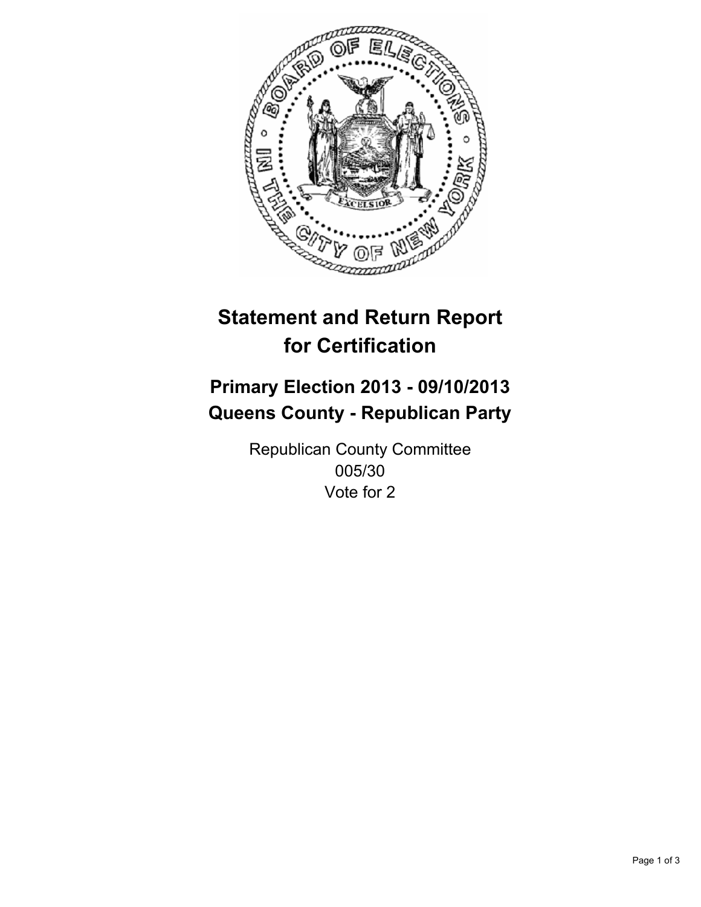# Statement and Return Report for Certification

## Primary Election 2013 - 09/10/2013
## Queens County - Republican Party

Republican County Committee
005/30
Vote for 2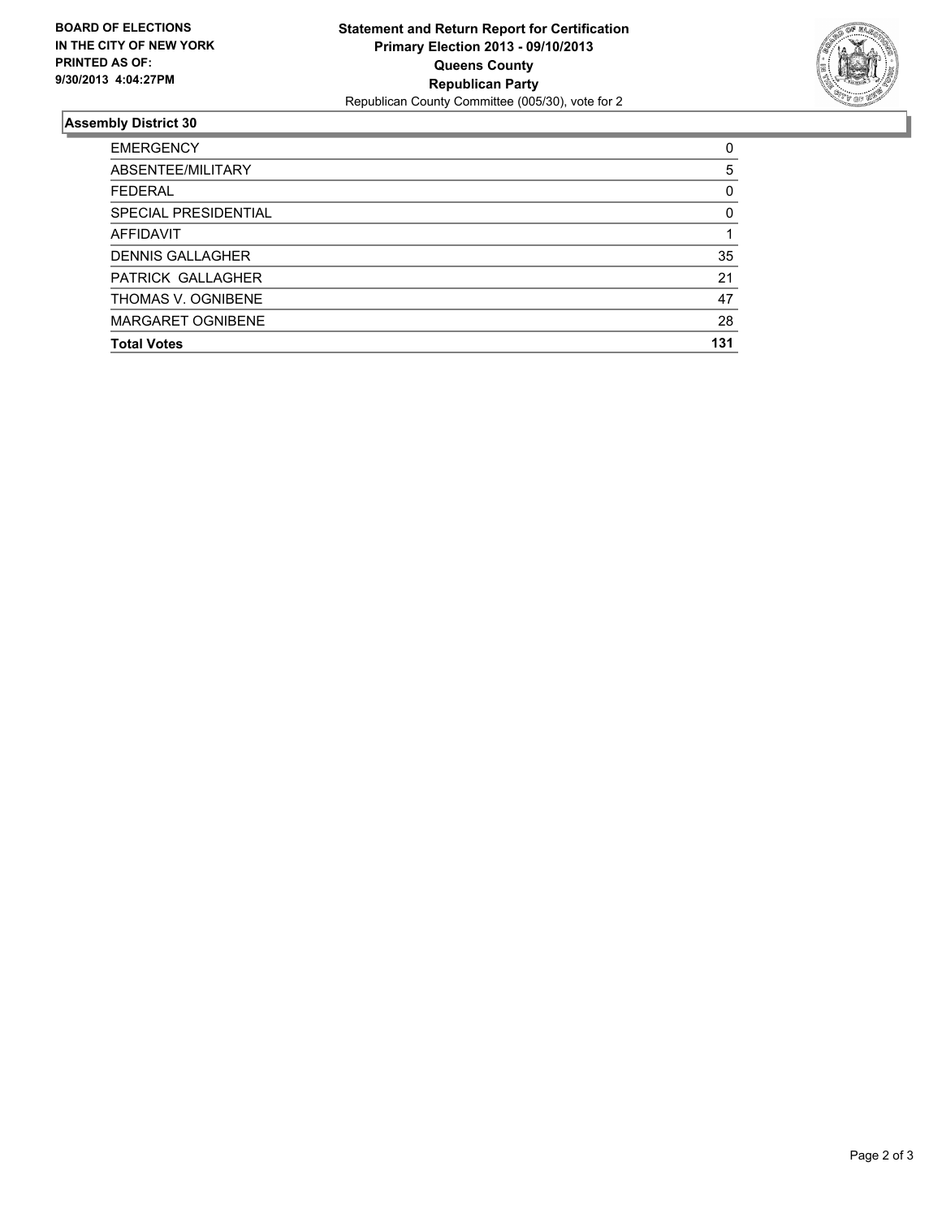**BOARD OF ELECTIONS IN THE CITY OF NEW YORK PRINTED AS OF: 9/30/2013 4:04:27PM**

**Statement and Return Report for Certification**
**Primary Election 2013 - 09/10/2013**
**Queens County**
**Republican Party**
Republican County Committee (005/30), vote for 2

## Assembly District 30

| | |
|---|---|
| EMERGENCY | 0 |
| ABSENTEE/MILITARY | 5 |
| FEDERAL | 0 |
| SPECIAL PRESIDENTIAL | 0 |
| AFFIDAVIT | 1 |
| DENNIS GALLAGHER | 35 |
| PATRICK GALLAGHER | 21 |
| THOMAS V. OGNIBENE | 47 |
| MARGARET OGNIBENE | 28 |
| **Total Votes** | **131** |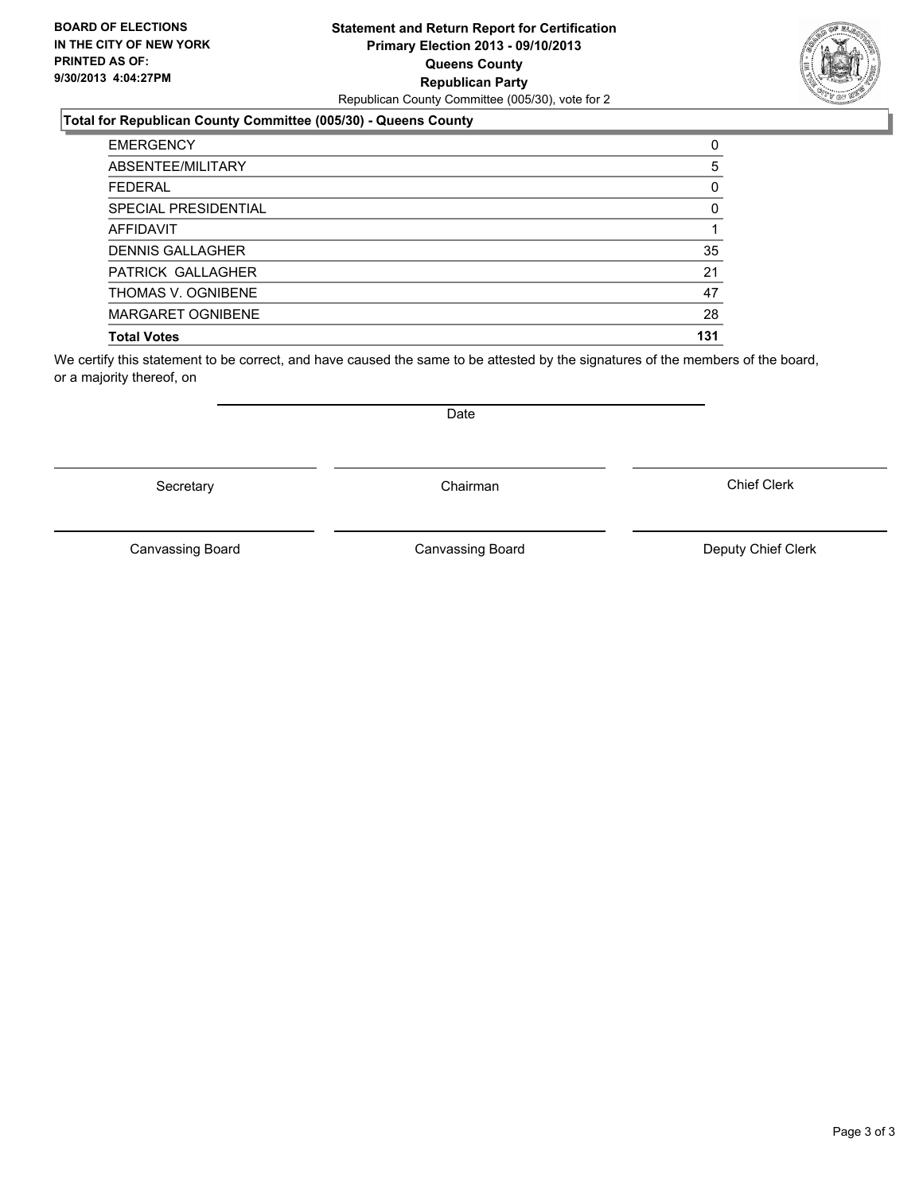**BOARD OF ELECTIONS IN THE CITY OF NEW YORK PRINTED AS OF: 9/30/2013 4:04:27PM**

**Statement and Return Report for Certification**
**Primary Election 2013 - 09/10/2013**
**Queens County**
**Republican Party**
Republican County Committee (005/30), vote for 2

### Total for Republican County Committee (005/30) - Queens County

| | |
|---|---|
| EMERGENCY | 0 |
| ABSENTEE/MILITARY | 5 |
| FEDERAL | 0 |
| SPECIAL PRESIDENTIAL | 0 |
| AFFIDAVIT | 1 |
| DENNIS GALLAGHER | 35 |
| PATRICK GALLAGHER | 21 |
| THOMAS V. OGNIBENE | 47 |
| MARGARET OGNIBENE | 28 |
| **Total Votes** | **131** |

We certify this statement to be correct, and have caused the same to be attested by the signatures of the members of the board, or a majority thereof, on

Date

Secretary

Chairman

Chief Clerk

Canvassing Board

Canvassing Board

Deputy Chief Clerk